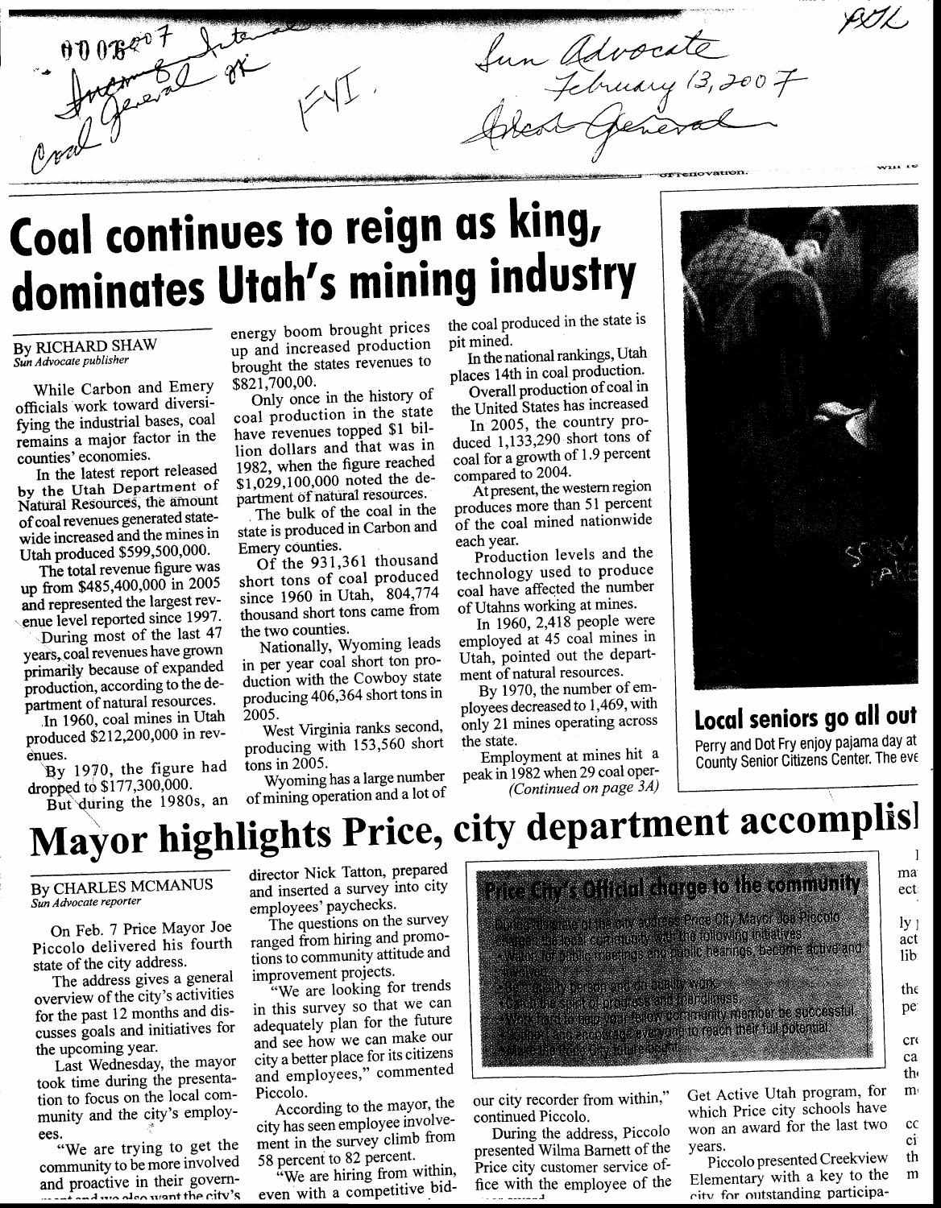0007007

Incoming Internal

Coal General ok

FYI.

Sun Advocate
February 13, 2007

Coal General

# Coal continues to reign as king, dominates Utah's mining industry

By RICHARD SHAW
*Sun Advocate publisher*

While Carbon and Emery officials work toward diversifying the industrial bases, coal remains a major factor in the counties' economies.

In the latest report released by the Utah Department of Natural Resources, the amount of coal revenues generated statewide increased and the mines in Utah produced $599,500,000.

The total revenue figure was up from $485,400,000 in 2005 and represented the largest revenue level reported since 1997.

During most of the last 47 years, coal revenues have grown primarily because of expanded production, according to the department of natural resources.

In 1960, coal mines in Utah produced $212,200,000 in revenues.

By 1970, the figure had dropped to $177,300,000.

But during the 1980s, an energy boom brought prices up and increased production brought the states revenues to $821,700,00.

Only once in the history of coal production in the state have revenues topped $1 billion dollars and that was in 1982, when the figure reached $1,029,100,000 noted the department of natural resources.

The bulk of the coal in the state is produced in Carbon and Emery counties.

Of the 931,361 thousand short tons of coal produced since 1960 in Utah, 804,774 thousand short tons came from the two counties.

Nationally, Wyoming leads in per year coal short ton production with the Cowboy state producing 406,364 short tons in 2005.

West Virginia ranks second, producing with 153,560 short tons in 2005.

Wyoming has a large number of mining operation and a lot of the coal produced in the state is pit mined.

In the national rankings, Utah places 14th in coal production.

Overall production of coal in the United States has increased

In 2005, the country produced 1,133,290 short tons of coal for a growth of 1.9 percent compared to 2004.

At present, the western region produces more than 51 percent of the coal mined nationwide each year.

Production levels and the technology used to produce coal have affected the number of Utahns working at mines.

In 1960, 2,418 people were employed at 45 coal mines in Utah, pointed out the department of natural resources.

By 1970, the number of employees decreased to 1,469, with only 21 mines operating across the state.

Employment at mines hit a peak in 1982 when 29 coal oper-
*(Continued on page 3A)*

## Local seniors go all out

Perry and Dot Fry enjoy pajama day at County Senior Citizens Center. The eve

# Mayor highlights Price, city department accomplis

By CHARLES MCMANUS
*Sun Advocate reporter*

On Feb. 7 Price Mayor Joe Piccolo delivered his fourth state of the city address.

The address gives a general overview of the city's activities for the past 12 months and discusses goals and initiatives for the upcoming year.

Last Wednesday, the mayor took time during the presentation to focus on the local community and the city's employees.

"We are trying to get the community to be more involved and proactive in their govern-... director Nick Tatton, prepared and inserted a survey into city employees' paychecks.

The questions on the survey ranged from hiring and promotions to community attitude and improvement projects.

"We are looking for trends in this survey so that we can adequately plan for the future and see how we can make our city a better place for its citizens and employees," commented Piccolo.

According to the mayor, the city has seen employee involvement in the survey climb from 58 percent to 82 percent.

"We are hiring from within, even with a competitive bid-... our city recorder from within," continued Piccolo.

During the address, Piccolo presented Wilma Barnett of the Price city customer service office with the employee of the ...

Get Active Utah program, for which Price city schools have won an award for the last two years.

Piccolo presented Creekview Elementary with a key to the city for outstanding participa-

**Price City's Official charge to the community**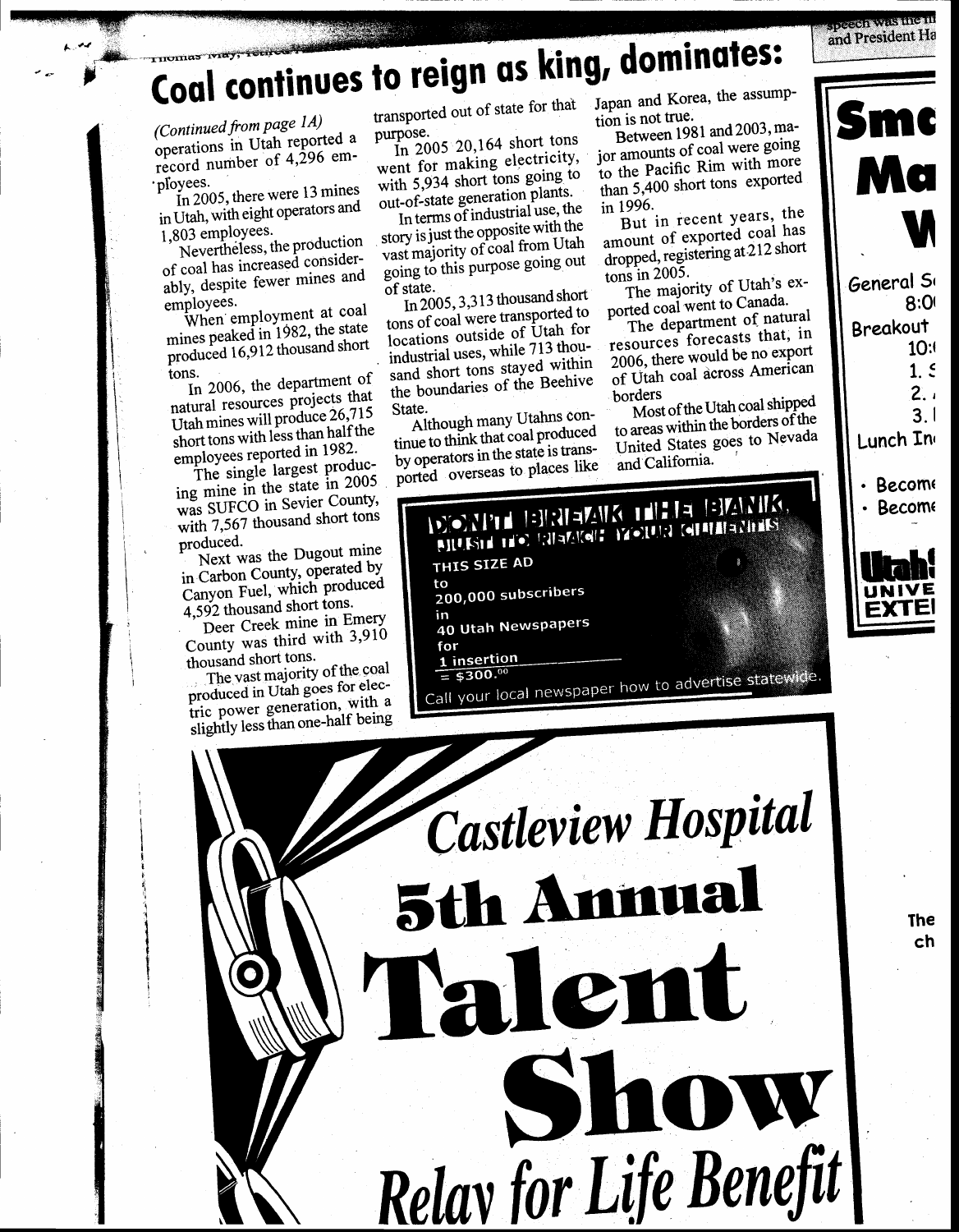# Coal continues to reign as king, dominates:

*(Continued from page 1A)*

operations in Utah reported a record number of 4,296 employees.

In 2005, there were 13 mines in Utah, with eight operators and 1,803 employees.

Nevertheless, the production of coal has increased considerably, despite fewer mines and employees.

When employment at coal mines peaked in 1982, the state produced 16,912 thousand short tons.

In 2006, the department of natural resources projects that Utah mines will produce 26,715 short tons with less than half the employees reported in 1982.

The single largest producing mine in the state in 2005 was SUFCO in Sevier County, with 7,567 thousand short tons produced.

Next was the Dugout mine in Carbon County, operated by Canyon Fuel, which produced 4,592 thousand short tons.

Deer Creek mine in Emery County was third with 3,910 thousand short tons.

The vast majority of the coal produced in Utah goes for electric power generation, with a slightly less than one-half being transported out of state for that purpose.

In 2005 20,164 short tons went for making electricity, with 5,934 short tons going to out-of-state generation plants.

In terms of industrial use, the story is just the opposite with the vast majority of coal from Utah going to this purpose going out of state.

In 2005, 3,313 thousand short tons of coal were transported to locations outside of Utah for industrial uses, while 713 thousand short tons stayed within the boundaries of the Beehive State.

Although many Utahns continue to think that coal produced by operators in the state is transported overseas to places like Japan and Korea, the assumption is not true.

Between 1981 and 2003, major amounts of coal were going to the Pacific Rim with more than 5,400 short tons exported in 1996.

But in recent years, the amount of exported coal has dropped, registering at 212 short tons in 2005.

The majority of Utah's exported coal went to Canada.

The department of natural resources forecasts that, in 2006, there would be no export of Utah coal across American borders

Most of the Utah coal shipped to areas within the borders of the United States goes to Nevada and California.

DON'T BREAK THE BANK JUST TO REACH YOUR CLIENTS

THIS SIZE AD
to
200,000 subscribers
in
40 Utah Newspapers
for
1 insertion
= $300.00

Call your local newspaper how to advertise statewide.

Castleview Hospital

5th Annual

Talent Show

Relay for Life Benefit